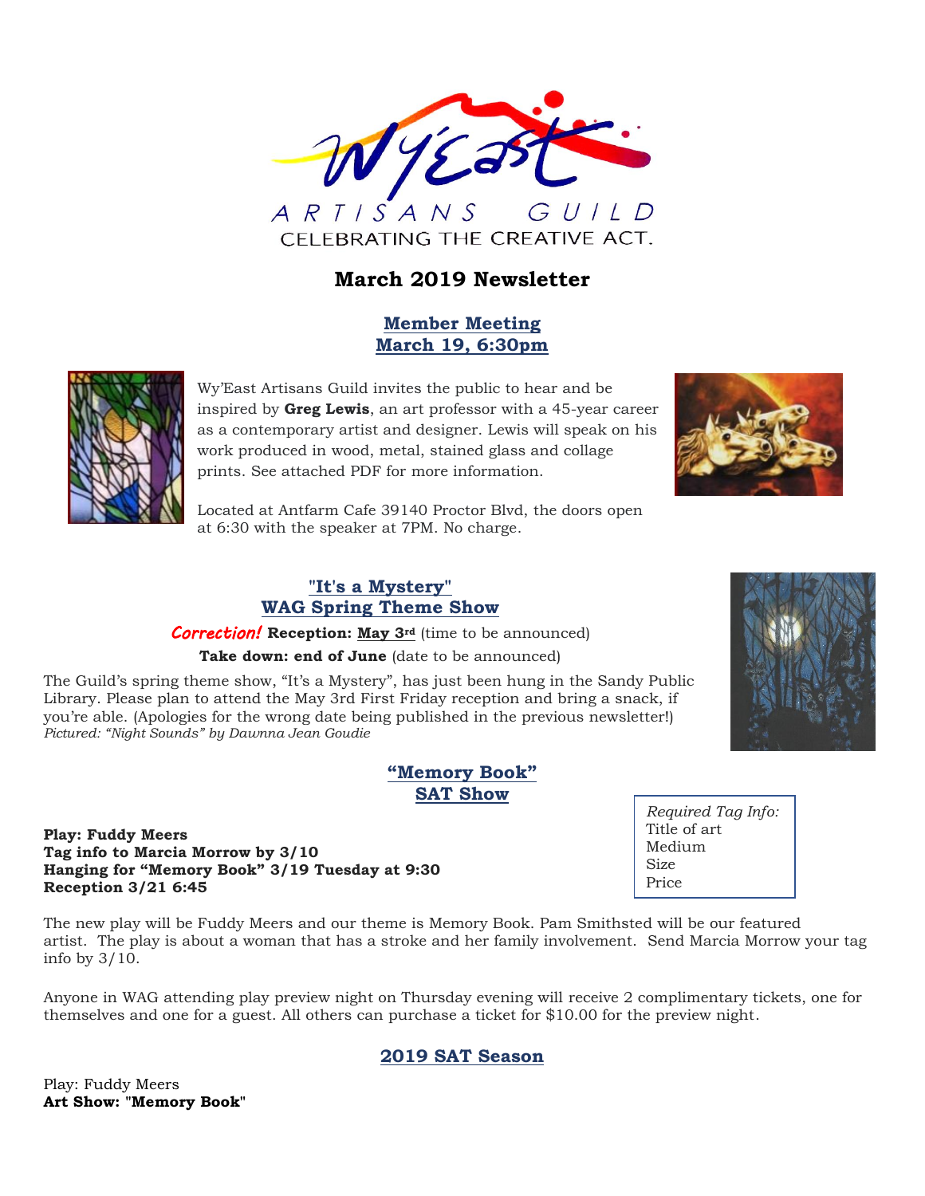Wy'East

ARTISANS GUILD

CELEBRATING THE CREATIVE ACT.

# March 2019 Newsletter

## Member Meeting
## March 19, 6:30pm

Wy'East Artisans Guild invites the public to hear and be inspired by **Greg Lewis**, an art professor with a 45-year career as a contemporary artist and designer. Lewis will speak on his work produced in wood, metal, stained glass and collage prints. See attached PDF for more information.

Located at Antfarm Cafe 39140 Proctor Blvd, the doors open at 6:30 with the speaker at 7PM. No charge.

## "It's a Mystery"
## WAG Spring Theme Show

*Correction!* **Reception: May 3rd** (time to be announced)

**Take down: end of June** (date to be announced)

The Guild's spring theme show, "It's a Mystery", has just been hung in the Sandy Public Library. Please plan to attend the May 3rd First Friday reception and bring a snack, if you're able. (Apologies for the wrong date being published in the previous newsletter!)

*Pictured: "Night Sounds" by Dawnna Jean Goudie*

## "Memory Book"
## SAT Show

**Play: Fuddy Meers**
**Tag info to Marcia Morrow by 3/10**
**Hanging for "Memory Book" 3/19 Tuesday at 9:30**
**Reception 3/21 6:45**

*Required Tag Info:*
Title of art
Medium
Size
Price

The new play will be Fuddy Meers and our theme is Memory Book. Pam Smithsted will be our featured artist. The play is about a woman that has a stroke and her family involvement. Send Marcia Morrow your tag info by 3/10.

Anyone in WAG attending play preview night on Thursday evening will receive 2 complimentary tickets, one for themselves and one for a guest. All others can purchase a ticket for $10.00 for the preview night.

## 2019 SAT Season

Play: Fuddy Meers
**Art Show: "Memory Book"**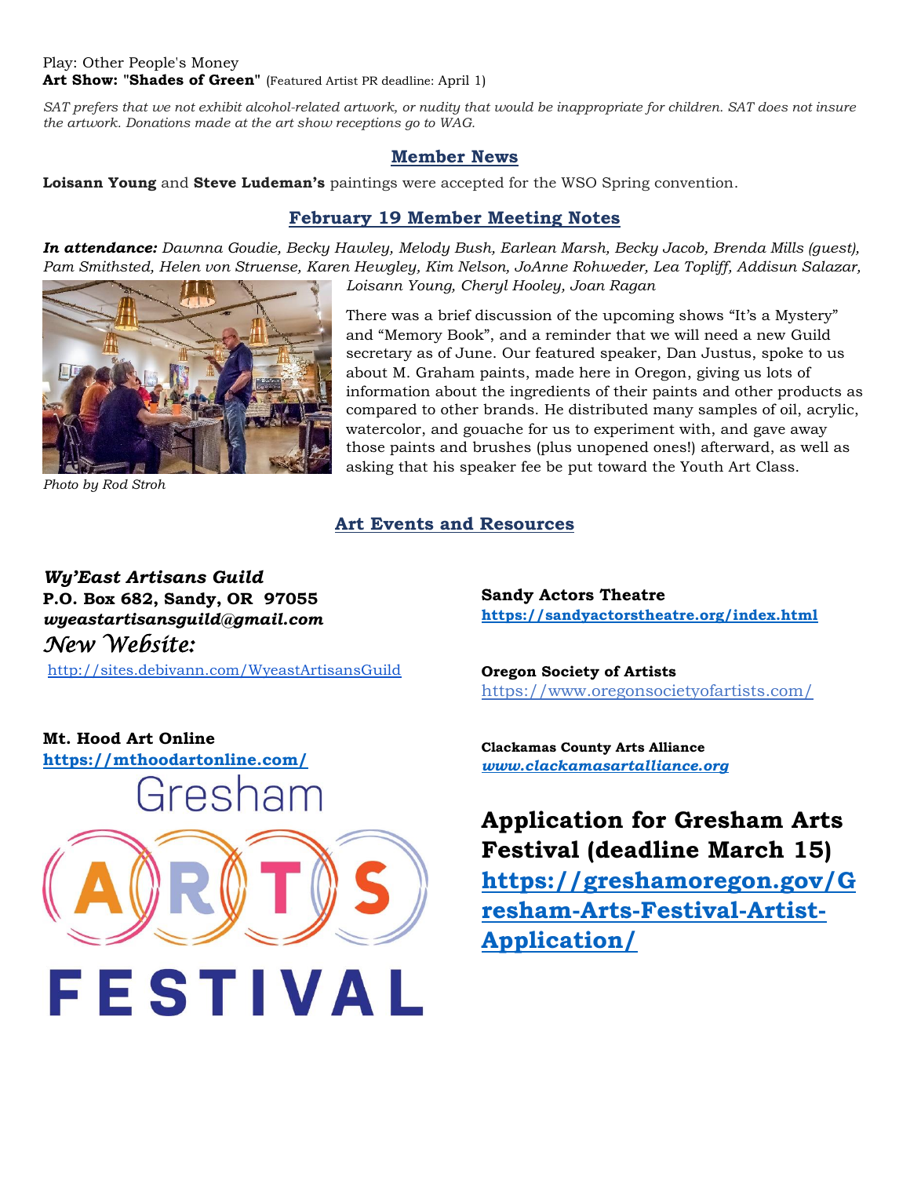Play: Other People's Money
**Art Show: "Shades of Green"** (Featured Artist PR deadline: April 1)

*SAT prefers that we not exhibit alcohol-related artwork, or nudity that would be inappropriate for children. SAT does not insure the artwork. Donations made at the art show receptions go to WAG.*

## Member News

**Loisann Young** and **Steve Ludeman's** paintings were accepted for the WSO Spring convention.

## February 19 Member Meeting Notes

***In attendance:*** *Dawnna Goudie, Becky Hawley, Melody Bush, Earlean Marsh, Becky Jacob, Brenda Mills (guest), Pam Smithsted, Helen von Struense, Karen Hewgley, Kim Nelson, JoAnne Rohweder, Lea Topliff, Addisun Salazar, Loisann Young, Cheryl Hooley, Joan Ragan*

*Photo by Rod Stroh*

There was a brief discussion of the upcoming shows "It's a Mystery" and "Memory Book", and a reminder that we will need a new Guild secretary as of June. Our featured speaker, Dan Justus, spoke to us about M. Graham paints, made here in Oregon, giving us lots of information about the ingredients of their paints and other products as compared to other brands. He distributed many samples of oil, acrylic, watercolor, and gouache for us to experiment with, and gave away those paints and brushes (plus unopened ones!) afterward, as well as asking that his speaker fee be put toward the Youth Art Class.

## Art Events and Resources

***Wy'East Artisans Guild***
**P.O. Box 682, Sandy, OR 97055**
***wyeastartisansguild@gmail.com***
*New Website:*
http://sites.debivann.com/WyeastArtisansGuild

**Mt. Hood Art Online**
**https://mthoodartonline.com/**

Gresham ARTS FESTIVAL

**Sandy Actors Theatre**
**https://sandyactorstheatre.org/index.html**

**Oregon Society of Artists**
https://www.oregonsocietyofartists.com/

**Clackamas County Arts Alliance**
***www.clackamasartalliance.org***

**Application for Gresham Arts Festival (deadline March 15)**
**https://greshamoregon.gov/Gresham-Arts-Festival-Artist-Application/**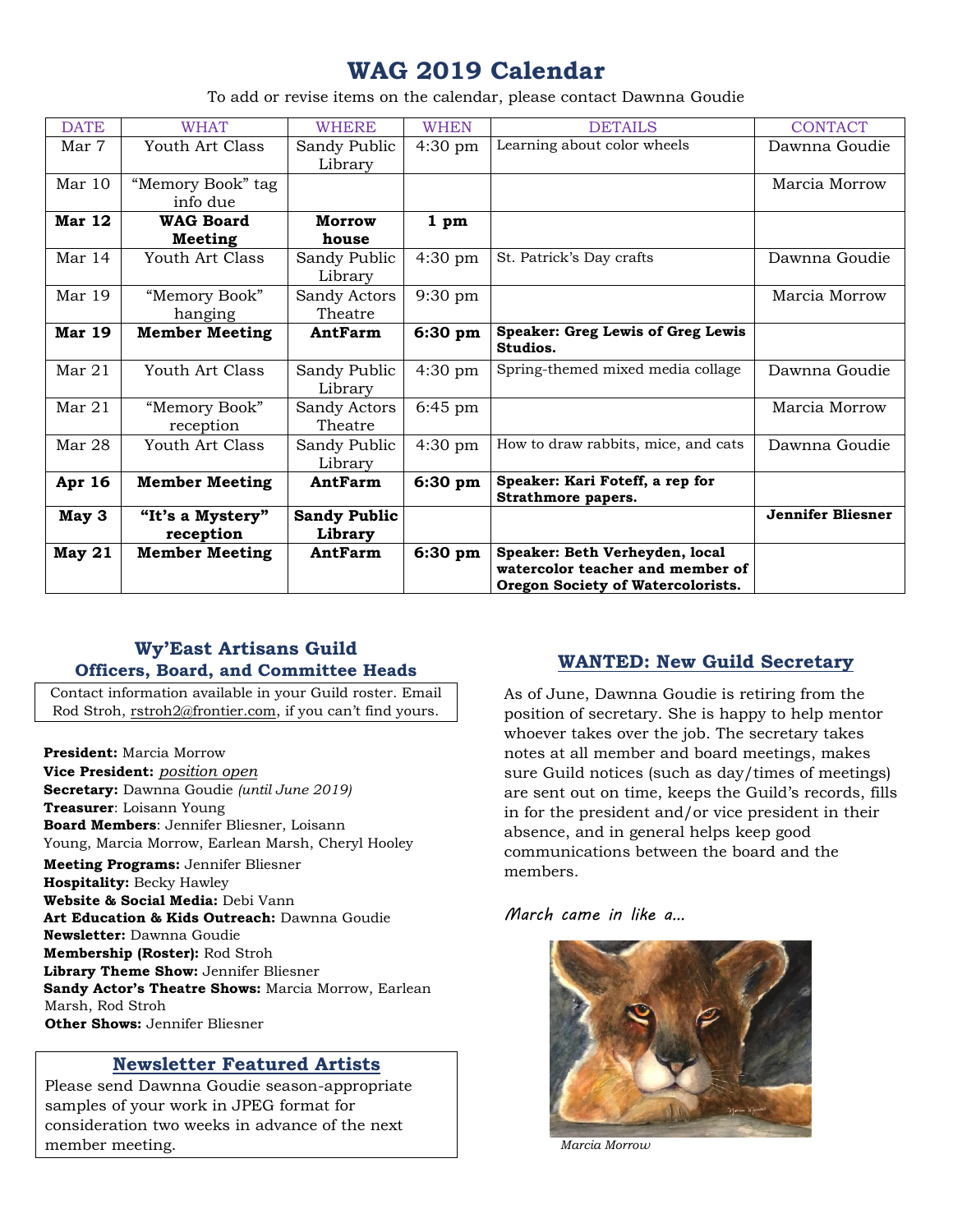# WAG 2019 Calendar

To add or revise items on the calendar, please contact Dawnna Goudie

| DATE | WHAT | WHERE | WHEN | DETAILS | CONTACT |
|---|---|---|---|---|---|
| Mar 7 | Youth Art Class | Sandy Public Library | 4:30 pm | Learning about color wheels | Dawnna Goudie |
| Mar 10 | "Memory Book" tag info due | | | | Marcia Morrow |
| **Mar 12** | **WAG Board Meeting** | **Morrow house** | **1 pm** | | |
| Mar 14 | Youth Art Class | Sandy Public Library | 4:30 pm | St. Patrick's Day crafts | Dawnna Goudie |
| Mar 19 | "Memory Book" hanging | Sandy Actors Theatre | 9:30 pm | | Marcia Morrow |
| **Mar 19** | **Member Meeting** | **AntFarm** | **6:30 pm** | **Speaker: Greg Lewis of Greg Lewis Studios.** | |
| Mar 21 | Youth Art Class | Sandy Public Library | 4:30 pm | Spring-themed mixed media collage | Dawnna Goudie |
| Mar 21 | "Memory Book" reception | Sandy Actors Theatre | 6:45 pm | | Marcia Morrow |
| Mar 28 | Youth Art Class | Sandy Public Library | 4:30 pm | How to draw rabbits, mice, and cats | Dawnna Goudie |
| **Apr 16** | **Member Meeting** | **AntFarm** | **6:30 pm** | **Speaker: Kari Foteff, a rep for Strathmore papers.** | |
| **May 3** | **"It's a Mystery" reception** | **Sandy Public Library** | | | **Jennifer Bliesner** |
| **May 21** | **Member Meeting** | **AntFarm** | **6:30 pm** | **Speaker: Beth Verheyden, local watercolor teacher and member of Oregon Society of Watercolorists.** | |

## Wy'East Artisans Guild
## Officers, Board, and Committee Heads

Contact information available in your Guild roster. Email Rod Stroh, rstroh2@frontier.com, if you can't find yours.

**President:** Marcia Morrow
**Vice President:** *position open*
**Secretary:** Dawnna Goudie *(until June 2019)*
**Treasurer**: Loisann Young
**Board Members**: Jennifer Bliesner, Loisann Young, Marcia Morrow, Earlean Marsh, Cheryl Hooley
**Meeting Programs:** Jennifer Bliesner
**Hospitality:** Becky Hawley
**Website & Social Media:** Debi Vann
**Art Education & Kids Outreach:** Dawnna Goudie
**Newsletter:** Dawnna Goudie
**Membership (Roster):** Rod Stroh
**Library Theme Show:** Jennifer Bliesner
**Sandy Actor's Theatre Shows:** Marcia Morrow, Earlean Marsh, Rod Stroh
**Other Shows:** Jennifer Bliesner

## Newsletter Featured Artists

Please send Dawnna Goudie season-appropriate samples of your work in JPEG format for consideration two weeks in advance of the next member meeting.

## WANTED: New Guild Secretary

As of June, Dawnna Goudie is retiring from the position of secretary. She is happy to help mentor whoever takes over the job. The secretary takes notes at all member and board meetings, makes sure Guild notices (such as day/times of meetings) are sent out on time, keeps the Guild's records, fills in for the president and/or vice president in their absence, and in general helps keep good communications between the board and the members.

*March came in like a…*

*Marcia Morrow*